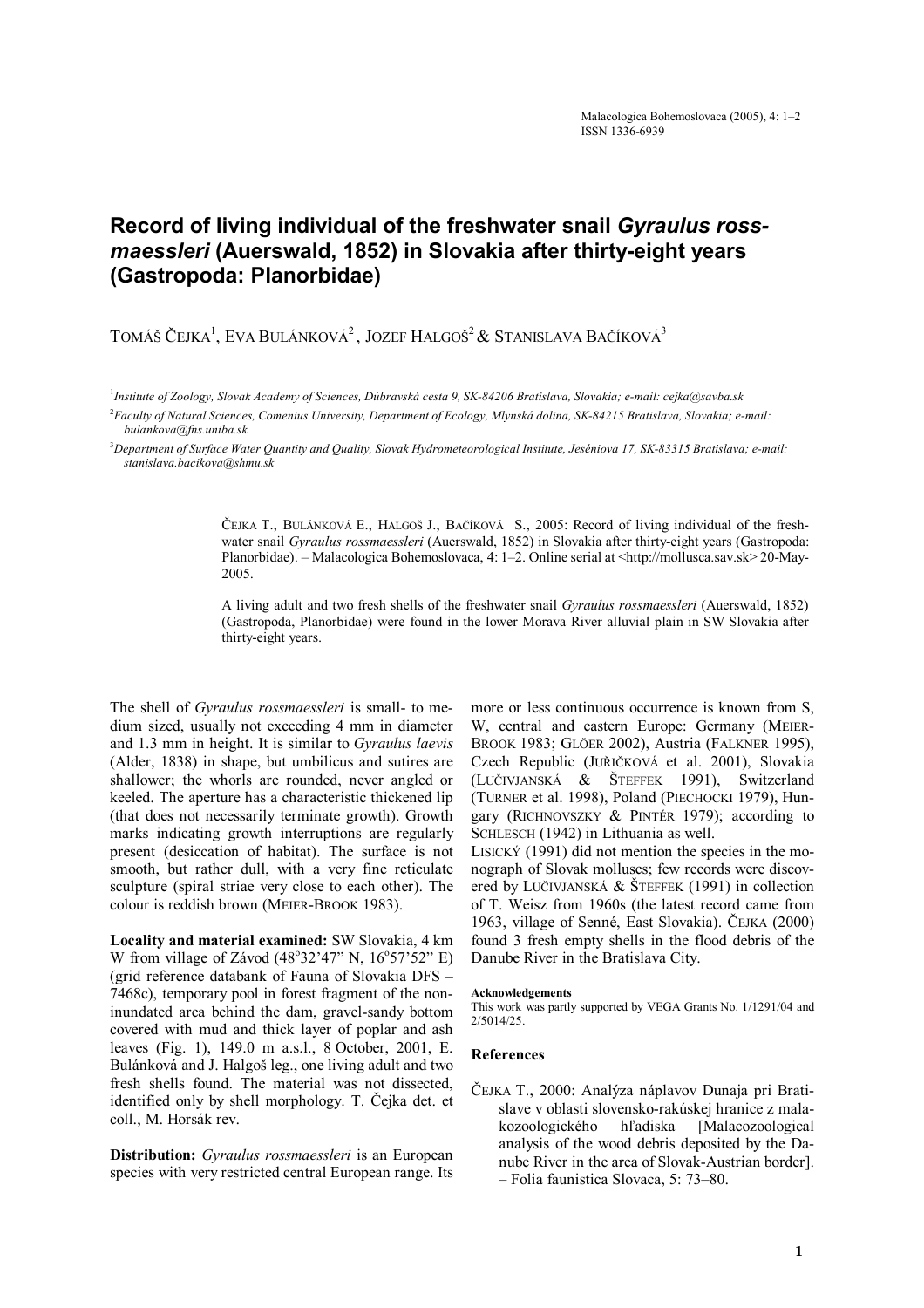# Record of living individual of the freshwater snail *Gyraulus rossmaessleri* (Auerswald, 1852) in Slovakia after thirty-eight years (Gastropoda: Planorbidae)

TOMÁŠ ČEJKA[1], EVA BULÁNKOVÁ[2], JOZEF HALGOŠ[2] & STANISLAVA BAČÍKOVÁ[3]

[1]*Institute of Zoology, Slovak Academy of Sciences, Dúbravská cesta 9, SK-84206 Bratislava, Slovakia; e-mail: cejka@savba.sk*

[2]*Faculty of Natural Sciences, Comenius University, Department of Ecology, Mlynská dolina, SK-84215 Bratislava, Slovakia; e-mail: bulankova@fns.uniba.sk*

[3]*Department of Surface Water Quantity and Quality, Slovak Hydrometeorological Institute, Jeséniova 17, SK-83315 Bratislava; e-mail: stanislava.bacikova@shmu.sk*

ČEJKA T., BULÁNKOVÁ E., HALGOŠ J., BAČÍKOVÁ S., 2005: Record of living individual of the freshwater snail *Gyraulus rossmaessleri* (Auerswald, 1852) in Slovakia after thirty-eight years (Gastropoda: Planorbidae). – Malacologica Bohemoslovaca, 4: 1–2. Online serial at <http://mollusca.sav.sk> 20-May-2005.

A living adult and two fresh shells of the freshwater snail *Gyraulus rossmaessleri* (Auerswald, 1852) (Gastropoda, Planorbidae) were found in the lower Morava River alluvial plain in SW Slovakia after thirty-eight years.

The shell of *Gyraulus rossmaessleri* is small- to medium sized, usually not exceeding 4 mm in diameter and 1.3 mm in height. It is similar to *Gyraulus laevis* (Alder, 1838) in shape, but umbilicus and sutires are shallower; the whorls are rounded, never angled or keeled. The aperture has a characteristic thickened lip (that does not necessarily terminate growth). Growth marks indicating growth interruptions are regularly present (desiccation of habitat). The surface is not smooth, but rather dull, with a very fine reticulate sculpture (spiral striae very close to each other). The colour is reddish brown (MEIER-BROOK 1983).

**Locality and material examined:** SW Slovakia, 4 km W from village of Závod (48°32'47" N, 16°57'52" E) (grid reference databank of Fauna of Slovakia DFS – 7468c), temporary pool in forest fragment of the non-inundated area behind the dam, gravel-sandy bottom covered with mud and thick layer of poplar and ash leaves (Fig. 1), 149.0 m a.s.l., 8 October, 2001, E. Bulánková and J. Halgoš leg., one living adult and two fresh shells found. The material was not dissected, identified only by shell morphology. T. Čejka det. et coll., M. Horsák rev.

**Distribution:** *Gyraulus rossmaessleri* is an European species with very restricted central European range. Its more or less continuous occurrence is known from S, W, central and eastern Europe: Germany (MEIER-BROOK 1983; GLÖER 2002), Austria (FALKNER 1995), Czech Republic (JUŘIČKOVÁ et al. 2001), Slovakia (LUČIVJANSKÁ & ŠTEFFEK 1991), Switzerland (TURNER et al. 1998), Poland (PIECHOCKI 1979), Hungary (RICHNOVSZKY & PINTÉR 1979); according to SCHLESCH (1942) in Lithuania as well.

LISICKÝ (1991) did not mention the species in the monograph of Slovak molluscs; few records were discovered by LUČIVJANSKÁ & ŠTEFFEK (1991) in collection of T. Weisz from 1960s (the latest record came from 1963, village of Senné, East Slovakia). ČEJKA (2000) found 3 fresh empty shells in the flood debris of the Danube River in the Bratislava City.

#### Acknowledgements

This work was partly supported by VEGA Grants No. 1/1291/04 and 2/5014/25.

### References

ČEJKA T., 2000: Analýza náplavov Dunaja pri Bratislave v oblasti slovensko-rakúskej hranice z malakozoologického hľadiska [Malacozoological analysis of the wood debris deposited by the Danube River in the area of Slovak-Austrian border]. – Folia faunistica Slovaca, 5: 73–80.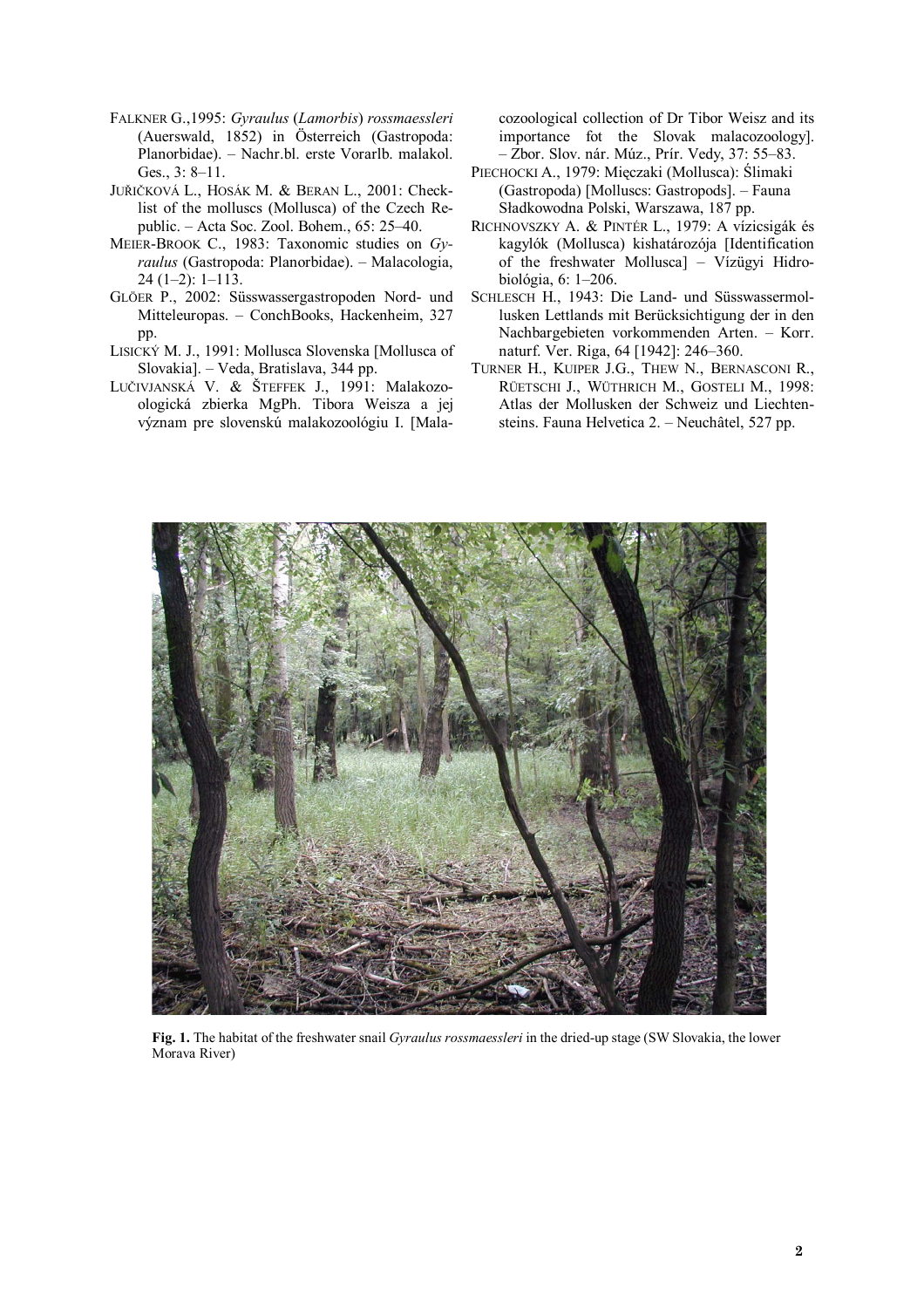FALKNER G.,1995: *Gyraulus* (*Lamorbis*) *rossmaessleri* (Auerswald, 1852) in Österreich (Gastropoda: Planorbidae). – Nachr.bl. erste Vorarlb. malakol. Ges., 3: 8–11.

JUŘIČKOVÁ L., HOSÁK M. & BERAN L., 2001: Checklist of the molluscs (Mollusca) of the Czech Republic. – Acta Soc. Zool. Bohem., 65: 25–40.

MEIER-BROOK C., 1983: Taxonomic studies on *Gyraulus* (Gastropoda: Planorbidae). – Malacologia, 24 (1–2): 1–113.

GLÖER P., 2002: Süsswassergastropoden Nord- und Mitteleuropas. – ConchBooks, Hackenheim, 327 pp.

LISICKÝ M. J., 1991: Mollusca Slovenska [Mollusca of Slovakia]. – Veda, Bratislava, 344 pp.

LUČIVJANSKÁ V. & ŠTEFFEK J., 1991: Malakozoologická zbierka MgPh. Tibora Weisza a jej význam pre slovenskú malakozoológiu I. [Malacozoological collection of Dr Tibor Weisz and its importance fot the Slovak malacozoology]. – Zbor. Slov. nár. Múz., Prír. Vedy, 37: 55–83.

PIECHOCKI A., 1979: Mięczaki (Mollusca): Ślimaki (Gastropoda) [Molluscs: Gastropods]. – Fauna Sładkowodna Polski, Warszawa, 187 pp.

RICHNOVSZKY A. & PINTÉR L., 1979: A vízicsigák és kagylók (Mollusca) kishatározója [Identification of the freshwater Mollusca] – Vízügyi Hidrobiológia, 6: 1–206.

SCHLESCH H., 1943: Die Land- und Süsswassermollusken Lettlands mit Berücksichtigung der in den Nachbargebieten vorkommenden Arten. – Korr. naturf. Ver. Riga, 64 [1942]: 246–360.

TURNER H., KUIPER J.G., THEW N., BERNASCONI R., RÜETSCHI J., WÜTHRICH M., GOSTELI M., 1998: Atlas der Mollusken der Schweiz und Liechtensteins. Fauna Helvetica 2. – Neuchâtel, 527 pp.

**Fig. 1.** The habitat of the freshwater snail *Gyraulus rossmaessleri* in the dried-up stage (SW Slovakia, the lower Morava River)